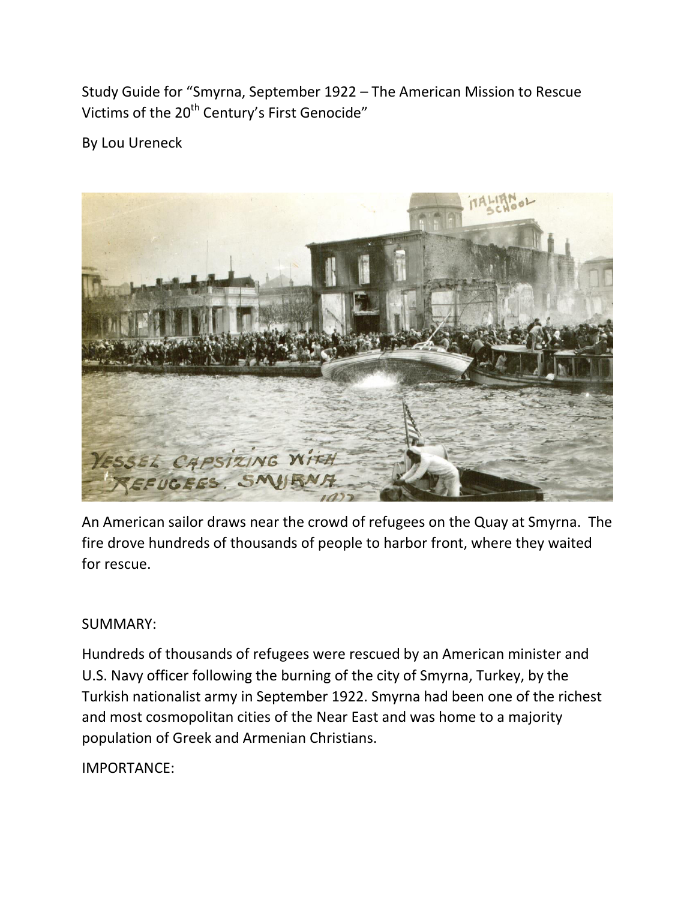Study Guide for "Smyrna, September 1922 – The American Mission to Rescue Victims of the 20th Century's First Genocide"

By Lou Ureneck

An American sailor draws near the crowd of refugees on the Quay at Smyrna. The fire drove hundreds of thousands of people to harbor front, where they waited for rescue.

SUMMARY:

Hundreds of thousands of refugees were rescued by an American minister and U.S. Navy officer following the burning of the city of Smyrna, Turkey, by the Turkish nationalist army in September 1922. Smyrna had been one of the richest and most cosmopolitan cities of the Near East and was home to a majority population of Greek and Armenian Christians.

IMPORTANCE: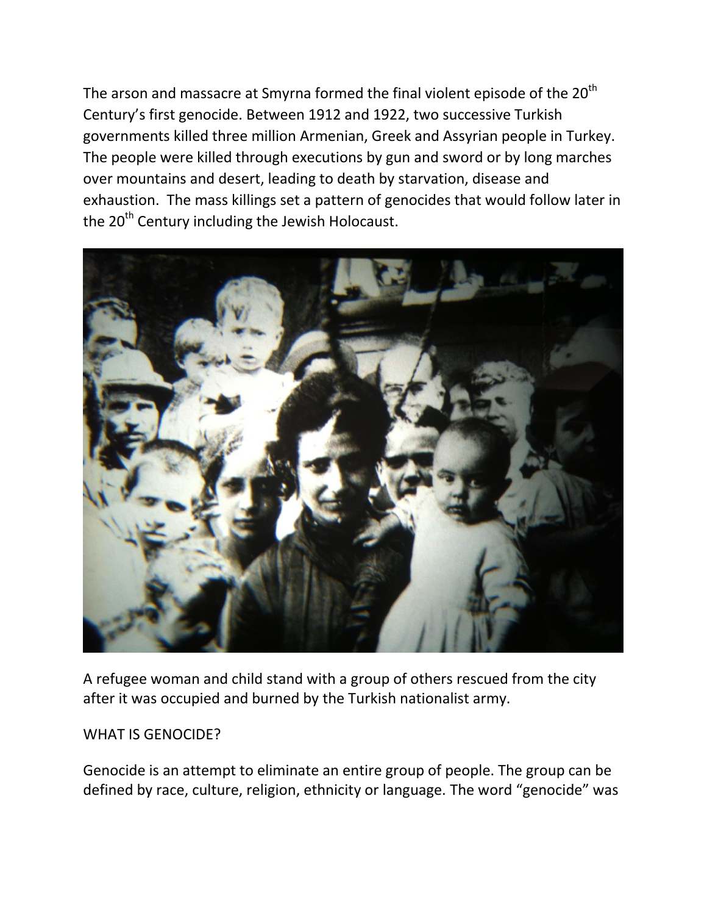The arson and massacre at Smyrna formed the final violent episode of the 20th Century's first genocide. Between 1912 and 1922, two successive Turkish governments killed three million Armenian, Greek and Assyrian people in Turkey. The people were killed through executions by gun and sword or by long marches over mountains and desert, leading to death by starvation, disease and exhaustion. The mass killings set a pattern of genocides that would follow later in the 20th Century including the Jewish Holocaust.

A refugee woman and child stand with a group of others rescued from the city after it was occupied and burned by the Turkish nationalist army.

WHAT IS GENOCIDE?

Genocide is an attempt to eliminate an entire group of people. The group can be defined by race, culture, religion, ethnicity or language. The word "genocide" was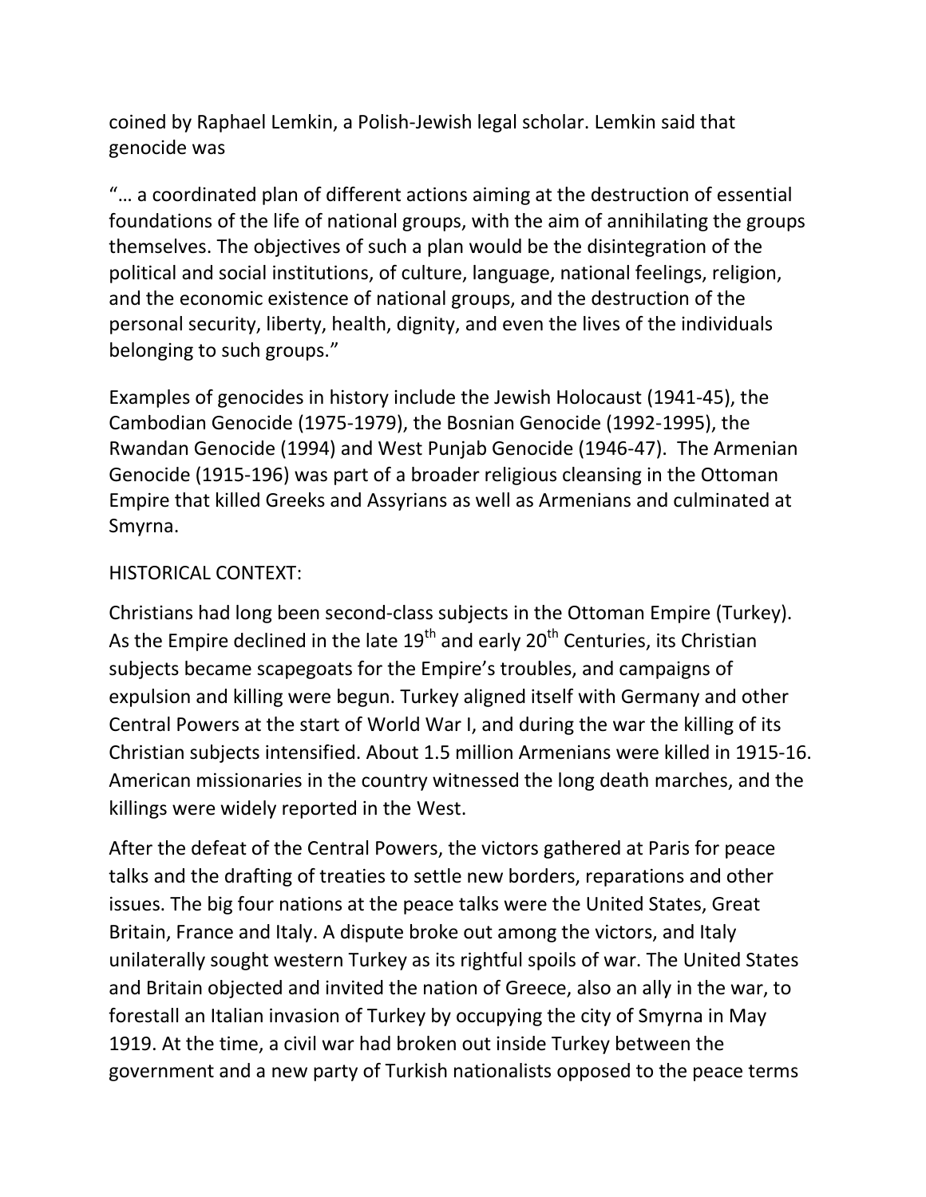coined by Raphael Lemkin, a Polish-Jewish legal scholar. Lemkin said that genocide was

"… a coordinated plan of different actions aiming at the destruction of essential foundations of the life of national groups, with the aim of annihilating the groups themselves. The objectives of such a plan would be the disintegration of the political and social institutions, of culture, language, national feelings, religion, and the economic existence of national groups, and the destruction of the personal security, liberty, health, dignity, and even the lives of the individuals belonging to such groups."

Examples of genocides in history include the Jewish Holocaust (1941-45), the Cambodian Genocide (1975-1979), the Bosnian Genocide (1992-1995), the Rwandan Genocide (1994) and West Punjab Genocide (1946-47). The Armenian Genocide (1915-196) was part of a broader religious cleansing in the Ottoman Empire that killed Greeks and Assyrians as well as Armenians and culminated at Smyrna.

HISTORICAL CONTEXT:

Christians had long been second-class subjects in the Ottoman Empire (Turkey). As the Empire declined in the late 19th and early 20th Centuries, its Christian subjects became scapegoats for the Empire's troubles, and campaigns of expulsion and killing were begun. Turkey aligned itself with Germany and other Central Powers at the start of World War I, and during the war the killing of its Christian subjects intensified. About 1.5 million Armenians were killed in 1915-16. American missionaries in the country witnessed the long death marches, and the killings were widely reported in the West.

After the defeat of the Central Powers, the victors gathered at Paris for peace talks and the drafting of treaties to settle new borders, reparations and other issues. The big four nations at the peace talks were the United States, Great Britain, France and Italy. A dispute broke out among the victors, and Italy unilaterally sought western Turkey as its rightful spoils of war. The United States and Britain objected and invited the nation of Greece, also an ally in the war, to forestall an Italian invasion of Turkey by occupying the city of Smyrna in May 1919. At the time, a civil war had broken out inside Turkey between the government and a new party of Turkish nationalists opposed to the peace terms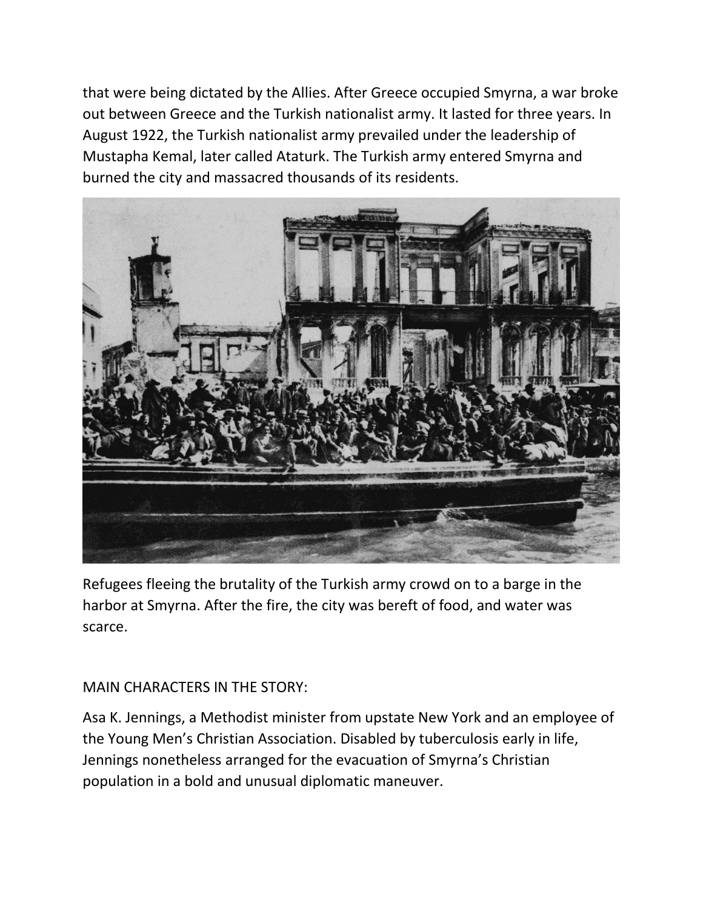that were being dictated by the Allies. After Greece occupied Smyrna, a war broke out between Greece and the Turkish nationalist army. It lasted for three years. In August 1922, the Turkish nationalist army prevailed under the leadership of Mustapha Kemal, later called Ataturk. The Turkish army entered Smyrna and burned the city and massacred thousands of its residents.

Refugees fleeing the brutality of the Turkish army crowd on to a barge in the harbor at Smyrna. After the fire, the city was bereft of food, and water was scarce.

MAIN CHARACTERS IN THE STORY:

Asa K. Jennings, a Methodist minister from upstate New York and an employee of the Young Men's Christian Association. Disabled by tuberculosis early in life, Jennings nonetheless arranged for the evacuation of Smyrna's Christian population in a bold and unusual diplomatic maneuver.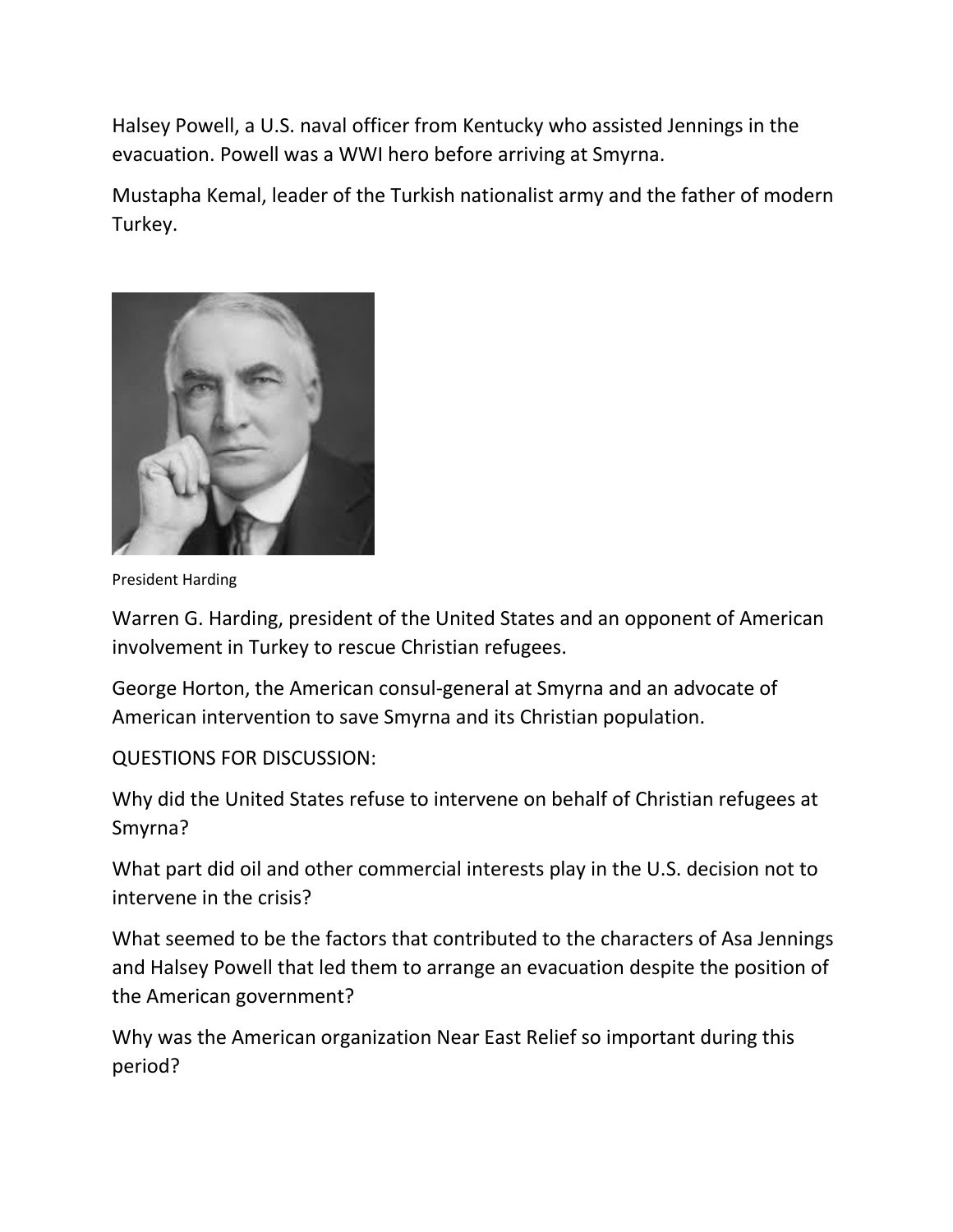Halsey Powell, a U.S. naval officer from Kentucky who assisted Jennings in the evacuation. Powell was a WWI hero before arriving at Smyrna.

Mustapha Kemal, leader of the Turkish nationalist army and the father of modern Turkey.

President Harding

Warren G. Harding, president of the United States and an opponent of American involvement in Turkey to rescue Christian refugees.

George Horton, the American consul-general at Smyrna and an advocate of American intervention to save Smyrna and its Christian population.

QUESTIONS FOR DISCUSSION:

Why did the United States refuse to intervene on behalf of Christian refugees at Smyrna?

What part did oil and other commercial interests play in the U.S. decision not to intervene in the crisis?

What seemed to be the factors that contributed to the characters of Asa Jennings and Halsey Powell that led them to arrange an evacuation despite the position of the American government?

Why was the American organization Near East Relief so important during this period?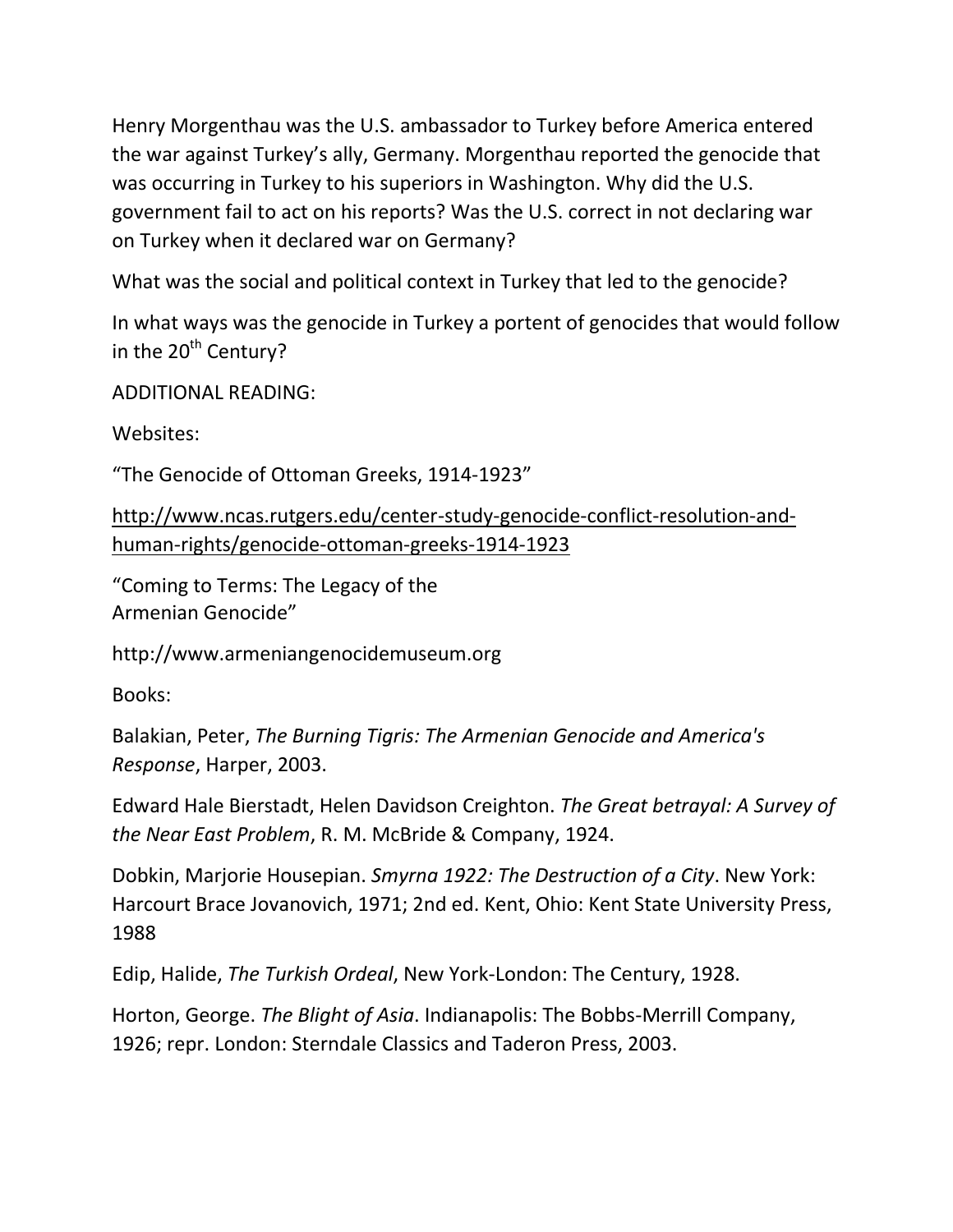Henry Morgenthau was the U.S. ambassador to Turkey before America entered the war against Turkey's ally, Germany. Morgenthau reported the genocide that was occurring in Turkey to his superiors in Washington. Why did the U.S. government fail to act on his reports? Was the U.S. correct in not declaring war on Turkey when it declared war on Germany?

What was the social and political context in Turkey that led to the genocide?

In what ways was the genocide in Turkey a portent of genocides that would follow in the 20th Century?

ADDITIONAL READING:

Websites:

"The Genocide of Ottoman Greeks, 1914-1923"

http://www.ncas.rutgers.edu/center-study-genocide-conflict-resolution-and-human-rights/genocide-ottoman-greeks-1914-1923

"Coming to Terms: The Legacy of the Armenian Genocide"

http://www.armeniangenocidemuseum.org

Books:

Balakian, Peter, *The Burning Tigris: The Armenian Genocide and America's Response*, Harper, 2003.

Edward Hale Bierstadt, Helen Davidson Creighton. *The Great betrayal: A Survey of the Near East Problem*, R. M. McBride & Company, 1924.

Dobkin, Marjorie Housepian. *Smyrna 1922: The Destruction of a City*. New York: Harcourt Brace Jovanovich, 1971; 2nd ed. Kent, Ohio: Kent State University Press, 1988

Edip, Halide, *The Turkish Ordeal*, New York-London: The Century, 1928.

Horton, George. *The Blight of Asia*. Indianapolis: The Bobbs-Merrill Company, 1926; repr. London: Sterndale Classics and Taderon Press, 2003.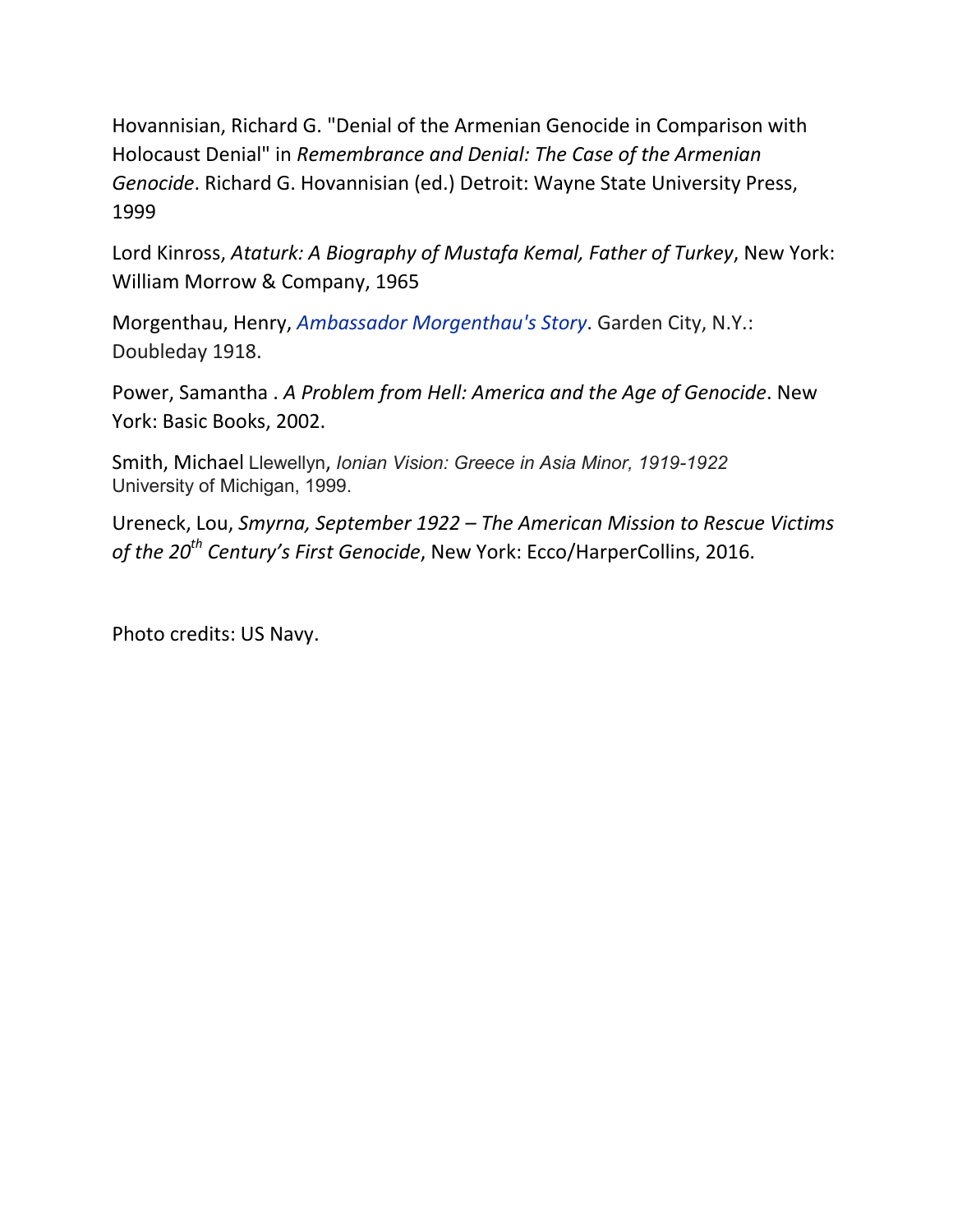Hovannisian, Richard G. "Denial of the Armenian Genocide in Comparison with Holocaust Denial" in *Remembrance and Denial: The Case of the Armenian Genocide*. Richard G. Hovannisian (ed.) Detroit: Wayne State University Press, 1999

Lord Kinross, *Ataturk: A Biography of Mustafa Kemal, Father of Turkey*, New York: William Morrow & Company, 1965

Morgenthau, Henry, *Ambassador Morgenthau's Story*. Garden City, N.Y.: Doubleday 1918.

Power, Samantha . *A Problem from Hell: America and the Age of Genocide*. New York: Basic Books, 2002.

Smith, Michael Llewellyn, *Ionian Vision: Greece in Asia Minor, 1919-1922* University of Michigan, 1999.

Ureneck, Lou, *Smyrna, September 1922 – The American Mission to Rescue Victims of the 20th Century's First Genocide*, New York: Ecco/HarperCollins, 2016.

Photo credits: US Navy.